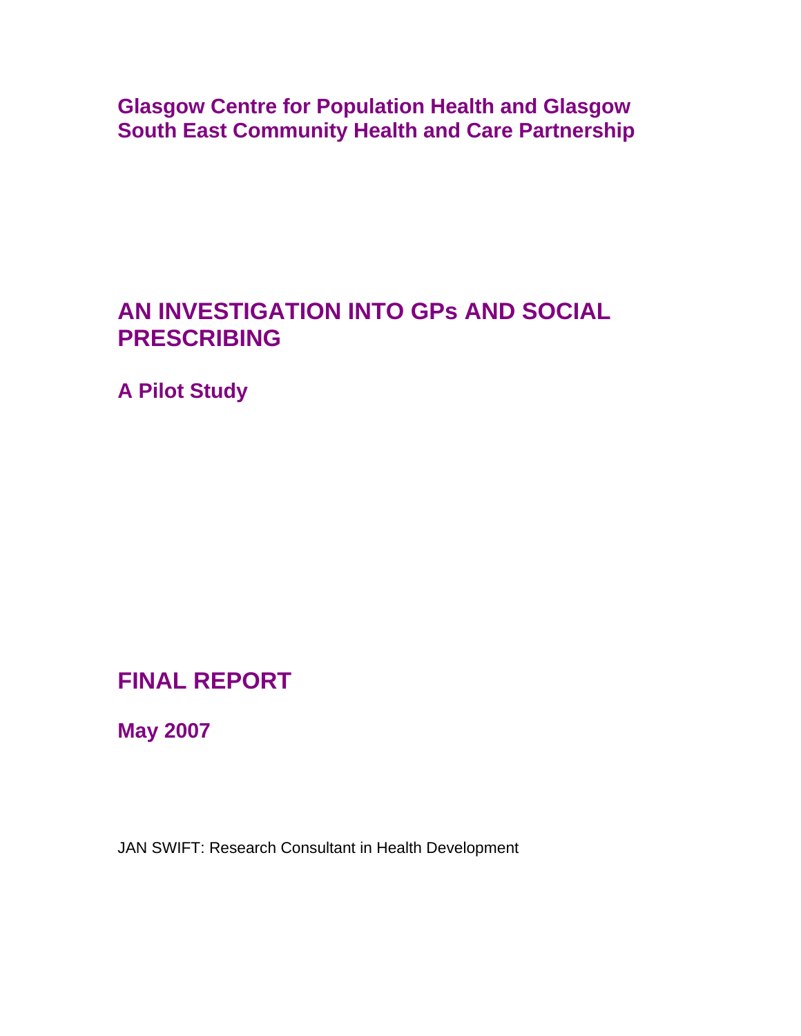**Glasgow Centre for Population Health and Glasgow South East Community Health and Care Partnership**

# AN INVESTIGATION INTO GPs AND SOCIAL PRESCRIBING

## A Pilot Study

## FINAL REPORT

**May 2007**

JAN SWIFT: Research Consultant in Health Development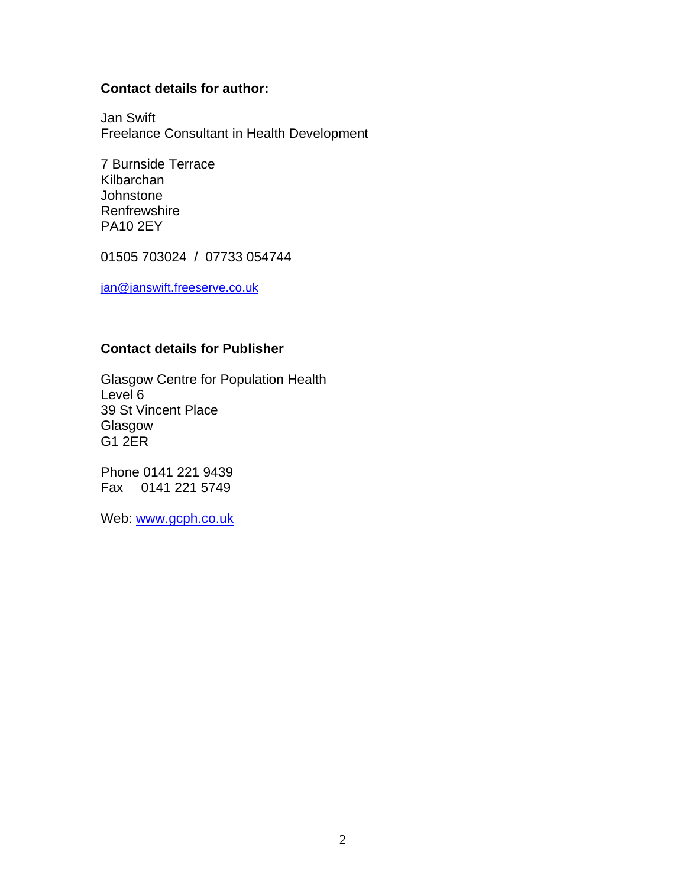**Contact details for author:**

Jan Swift
Freelance Consultant in Health Development

7 Burnside Terrace
Kilbarchan
Johnstone
Renfrewshire
PA10 2EY

01505 703024 / 07733 054744

jan@janswift.freeserve.co.uk

**Contact details for Publisher**

Glasgow Centre for Population Health
Level 6
39 St Vincent Place
Glasgow
G1 2ER

Phone 0141 221 9439
Fax 0141 221 5749

Web: www.gcph.co.uk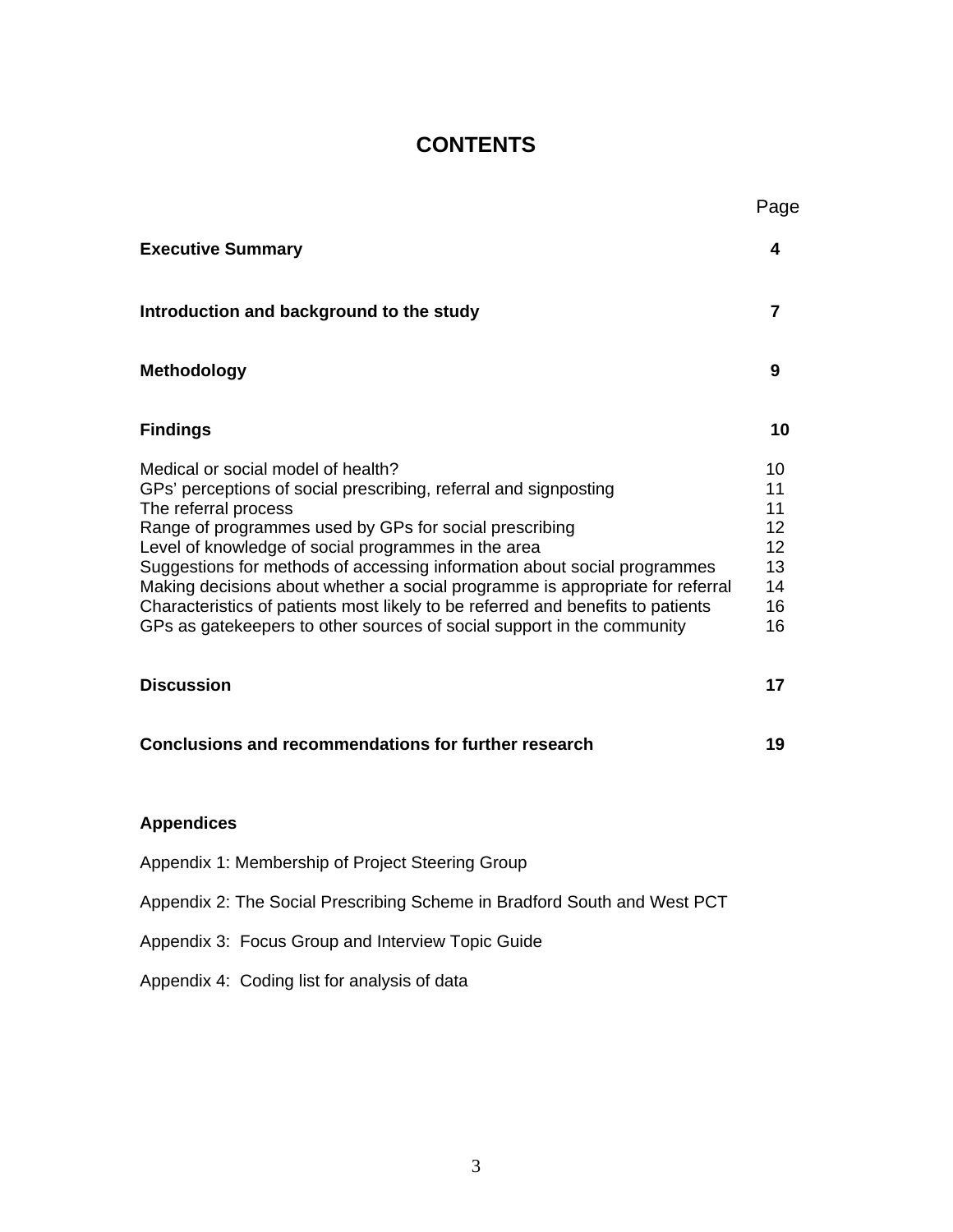# CONTENTS

| | Page |
|---|---|
| **Executive Summary** | **4** |
| **Introduction and background to the study** | **7** |
| **Methodology** | **9** |
| **Findings** | **10** |
| Medical or social model of health? | 10 |
| GPs' perceptions of social prescribing, referral and signposting | 11 |
| The referral process | 11 |
| Range of programmes used by GPs for social prescribing | 12 |
| Level of knowledge of social programmes in the area | 12 |
| Suggestions for methods of accessing information about social programmes | 13 |
| Making decisions about whether a social programme is appropriate for referral | 14 |
| Characteristics of patients most likely to be referred and benefits to patients | 16 |
| GPs as gatekeepers to other sources of social support in the community | 16 |
| **Discussion** | **17** |
| **Conclusions and recommendations for further research** | **19** |

**Appendices**

Appendix 1: Membership of Project Steering Group

Appendix 2: The Social Prescribing Scheme in Bradford South and West PCT

Appendix 3: Focus Group and Interview Topic Guide

Appendix 4: Coding list for analysis of data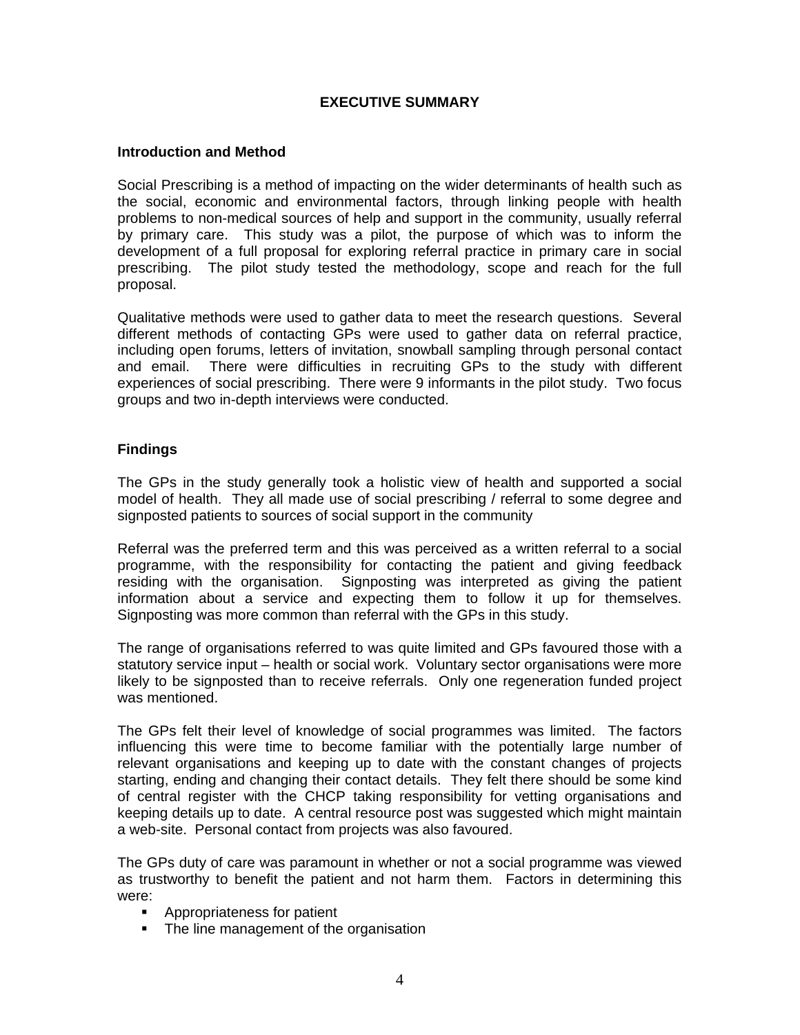# EXECUTIVE SUMMARY

## Introduction and Method

Social Prescribing is a method of impacting on the wider determinants of health such as the social, economic and environmental factors, through linking people with health problems to non-medical sources of help and support in the community, usually referral by primary care. This study was a pilot, the purpose of which was to inform the development of a full proposal for exploring referral practice in primary care in social prescribing. The pilot study tested the methodology, scope and reach for the full proposal.

Qualitative methods were used to gather data to meet the research questions. Several different methods of contacting GPs were used to gather data on referral practice, including open forums, letters of invitation, snowball sampling through personal contact and email. There were difficulties in recruiting GPs to the study with different experiences of social prescribing. There were 9 informants in the pilot study. Two focus groups and two in-depth interviews were conducted.

## Findings

The GPs in the study generally took a holistic view of health and supported a social model of health. They all made use of social prescribing / referral to some degree and signposted patients to sources of social support in the community

Referral was the preferred term and this was perceived as a written referral to a social programme, with the responsibility for contacting the patient and giving feedback residing with the organisation. Signposting was interpreted as giving the patient information about a service and expecting them to follow it up for themselves. Signposting was more common than referral with the GPs in this study.

The range of organisations referred to was quite limited and GPs favoured those with a statutory service input – health or social work. Voluntary sector organisations were more likely to be signposted than to receive referrals. Only one regeneration funded project was mentioned.

The GPs felt their level of knowledge of social programmes was limited. The factors influencing this were time to become familiar with the potentially large number of relevant organisations and keeping up to date with the constant changes of projects starting, ending and changing their contact details. They felt there should be some kind of central register with the CHCP taking responsibility for vetting organisations and keeping details up to date. A central resource post was suggested which might maintain a web-site. Personal contact from projects was also favoured.

The GPs duty of care was paramount in whether or not a social programme was viewed as trustworthy to benefit the patient and not harm them. Factors in determining this were:

- Appropriateness for patient
- The line management of the organisation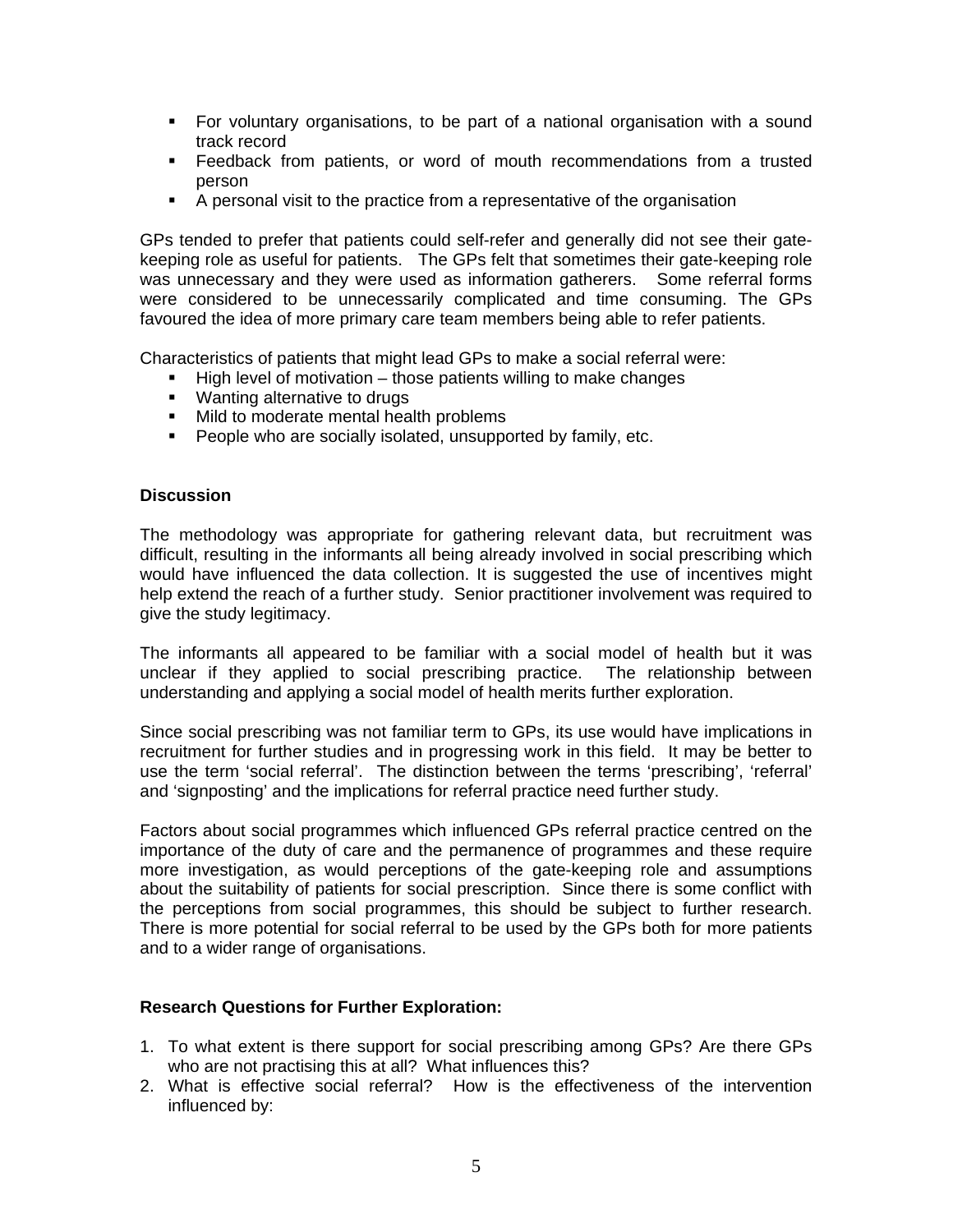- For voluntary organisations, to be part of a national organisation with a sound track record
- Feedback from patients, or word of mouth recommendations from a trusted person
- A personal visit to the practice from a representative of the organisation

GPs tended to prefer that patients could self-refer and generally did not see their gate-keeping role as useful for patients. The GPs felt that sometimes their gate-keeping role was unnecessary and they were used as information gatherers. Some referral forms were considered to be unnecessarily complicated and time consuming. The GPs favoured the idea of more primary care team members being able to refer patients.

Characteristics of patients that might lead GPs to make a social referral were:

- High level of motivation – those patients willing to make changes
- Wanting alternative to drugs
- Mild to moderate mental health problems
- People who are socially isolated, unsupported by family, etc.

**Discussion**

The methodology was appropriate for gathering relevant data, but recruitment was difficult, resulting in the informants all being already involved in social prescribing which would have influenced the data collection. It is suggested the use of incentives might help extend the reach of a further study. Senior practitioner involvement was required to give the study legitimacy.

The informants all appeared to be familiar with a social model of health but it was unclear if they applied to social prescribing practice. The relationship between understanding and applying a social model of health merits further exploration.

Since social prescribing was not familiar term to GPs, its use would have implications in recruitment for further studies and in progressing work in this field. It may be better to use the term 'social referral'. The distinction between the terms 'prescribing', 'referral' and 'signposting' and the implications for referral practice need further study.

Factors about social programmes which influenced GPs referral practice centred on the importance of the duty of care and the permanence of programmes and these require more investigation, as would perceptions of the gate-keeping role and assumptions about the suitability of patients for social prescription. Since there is some conflict with the perceptions from social programmes, this should be subject to further research. There is more potential for social referral to be used by the GPs both for more patients and to a wider range of organisations.

**Research Questions for Further Exploration:**

1. To what extent is there support for social prescribing among GPs? Are there GPs who are not practising this at all? What influences this?
2. What is effective social referral? How is the effectiveness of the intervention influenced by: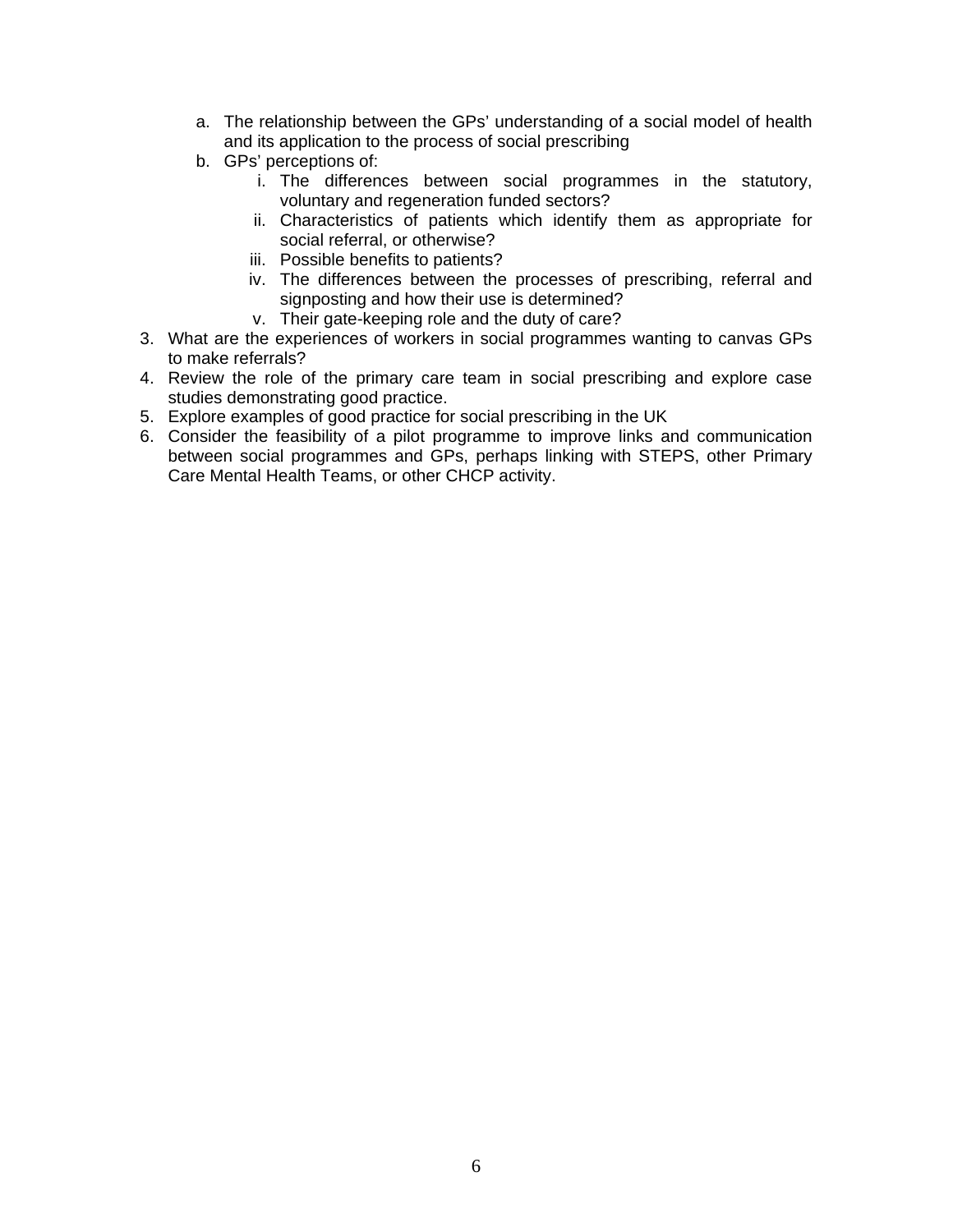a. The relationship between the GPs' understanding of a social model of health and its application to the process of social prescribing
   b. GPs' perceptions of:
      i. The differences between social programmes in the statutory, voluntary and regeneration funded sectors?
      ii. Characteristics of patients which identify them as appropriate for social referral, or otherwise?
      iii. Possible benefits to patients?
      iv. The differences between the processes of prescribing, referral and signposting and how their use is determined?
      v. Their gate-keeping role and the duty of care?

3. What are the experiences of workers in social programmes wanting to canvas GPs to make referrals?
4. Review the role of the primary care team in social prescribing and explore case studies demonstrating good practice.
5. Explore examples of good practice for social prescribing in the UK
6. Consider the feasibility of a pilot programme to improve links and communication between social programmes and GPs, perhaps linking with STEPS, other Primary Care Mental Health Teams, or other CHCP activity.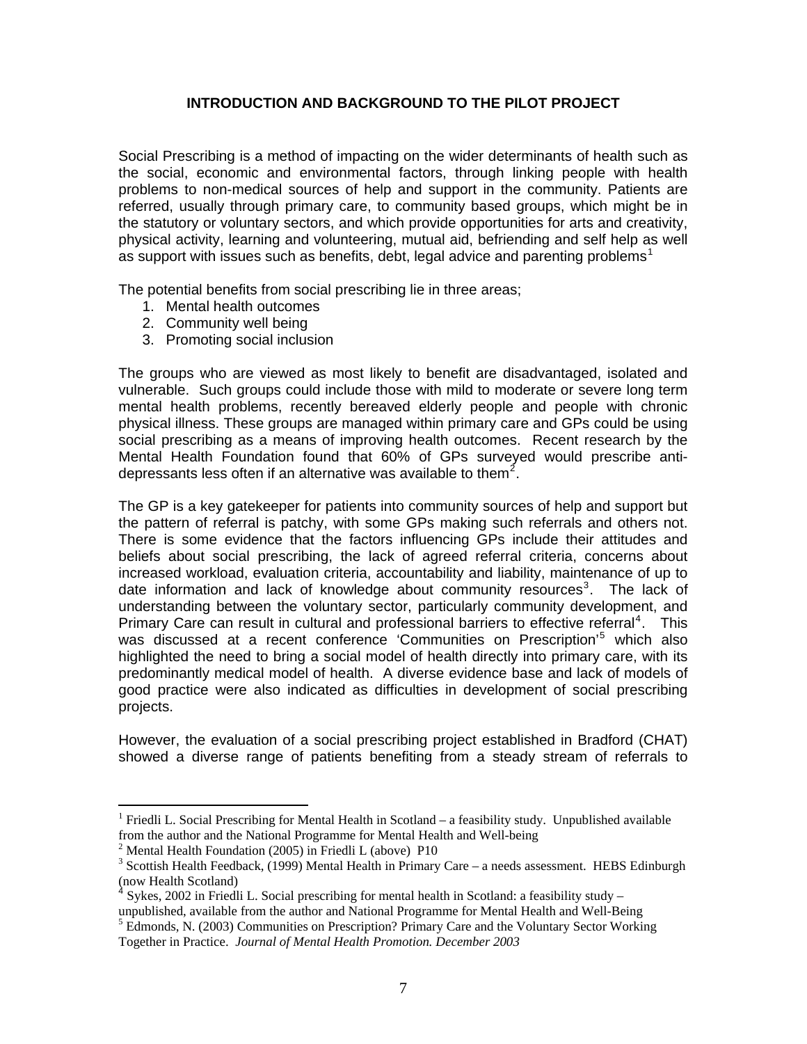## INTRODUCTION AND BACKGROUND TO THE PILOT PROJECT

Social Prescribing is a method of impacting on the wider determinants of health such as the social, economic and environmental factors, through linking people with health problems to non-medical sources of help and support in the community. Patients are referred, usually through primary care, to community based groups, which might be in the statutory or voluntary sectors, and which provide opportunities for arts and creativity, physical activity, learning and volunteering, mutual aid, befriending and self help as well as support with issues such as benefits, debt, legal advice and parenting problems[1]

The potential benefits from social prescribing lie in three areas;

1. Mental health outcomes
2. Community well being
3. Promoting social inclusion

The groups who are viewed as most likely to benefit are disadvantaged, isolated and vulnerable. Such groups could include those with mild to moderate or severe long term mental health problems, recently bereaved elderly people and people with chronic physical illness. These groups are managed within primary care and GPs could be using social prescribing as a means of improving health outcomes. Recent research by the Mental Health Foundation found that 60% of GPs surveyed would prescribe anti-depressants less often if an alternative was available to them[2].

The GP is a key gatekeeper for patients into community sources of help and support but the pattern of referral is patchy, with some GPs making such referrals and others not. There is some evidence that the factors influencing GPs include their attitudes and beliefs about social prescribing, the lack of agreed referral criteria, concerns about increased workload, evaluation criteria, accountability and liability, maintenance of up to date information and lack of knowledge about community resources[3]. The lack of understanding between the voluntary sector, particularly community development, and Primary Care can result in cultural and professional barriers to effective referral[4]. This was discussed at a recent conference 'Communities on Prescription'[5] which also highlighted the need to bring a social model of health directly into primary care, with its predominantly medical model of health. A diverse evidence base and lack of models of good practice were also indicated as difficulties in development of social prescribing projects.

However, the evaluation of a social prescribing project established in Bradford (CHAT) showed a diverse range of patients benefiting from a steady stream of referrals to

---

[1] Friedli L. Social Prescribing for Mental Health in Scotland – a feasibility study. Unpublished available from the author and the National Programme for Mental Health and Well-being

[2] Mental Health Foundation (2005) in Friedli L (above) P10

[3] Scottish Health Feedback, (1999) Mental Health in Primary Care – a needs assessment. HEBS Edinburgh (now Health Scotland)

[4] Sykes, 2002 in Friedli L. Social prescribing for mental health in Scotland: a feasibility study – unpublished, available from the author and National Programme for Mental Health and Well-Being

[5] Edmonds, N. (2003) Communities on Prescription? Primary Care and the Voluntary Sector Working Together in Practice. *Journal of Mental Health Promotion. December 2003*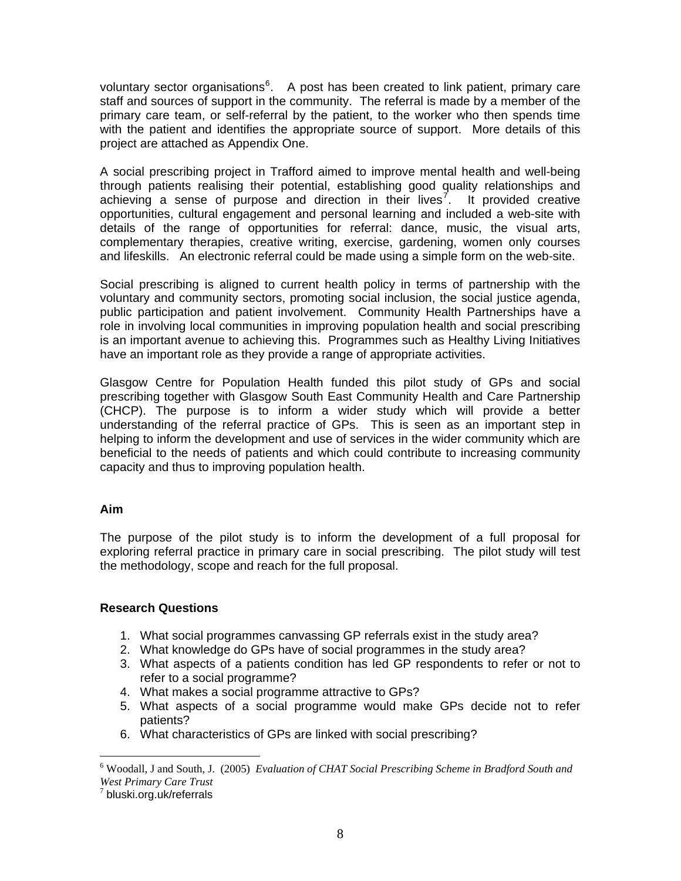voluntary sector organisations[6]. A post has been created to link patient, primary care staff and sources of support in the community. The referral is made by a member of the primary care team, or self-referral by the patient, to the worker who then spends time with the patient and identifies the appropriate source of support. More details of this project are attached as Appendix One.

A social prescribing project in Trafford aimed to improve mental health and well-being through patients realising their potential, establishing good quality relationships and achieving a sense of purpose and direction in their lives[7]. It provided creative opportunities, cultural engagement and personal learning and included a web-site with details of the range of opportunities for referral: dance, music, the visual arts, complementary therapies, creative writing, exercise, gardening, women only courses and lifeskills. An electronic referral could be made using a simple form on the web-site.

Social prescribing is aligned to current health policy in terms of partnership with the voluntary and community sectors, promoting social inclusion, the social justice agenda, public participation and patient involvement. Community Health Partnerships have a role in involving local communities in improving population health and social prescribing is an important avenue to achieving this. Programmes such as Healthy Living Initiatives have an important role as they provide a range of appropriate activities.

Glasgow Centre for Population Health funded this pilot study of GPs and social prescribing together with Glasgow South East Community Health and Care Partnership (CHCP). The purpose is to inform a wider study which will provide a better understanding of the referral practice of GPs. This is seen as an important step in helping to inform the development and use of services in the wider community which are beneficial to the needs of patients and which could contribute to increasing community capacity and thus to improving population health.

**Aim**

The purpose of the pilot study is to inform the development of a full proposal for exploring referral practice in primary care in social prescribing. The pilot study will test the methodology, scope and reach for the full proposal.

**Research Questions**

1. What social programmes canvassing GP referrals exist in the study area?
2. What knowledge do GPs have of social programmes in the study area?
3. What aspects of a patients condition has led GP respondents to refer or not to refer to a social programme?
4. What makes a social programme attractive to GPs?
5. What aspects of a social programme would make GPs decide not to refer patients?
6. What characteristics of GPs are linked with social prescribing?

---

[6] Woodall, J and South, J. (2005) *Evaluation of CHAT Social Prescribing Scheme in Bradford South and West Primary Care Trust*

[7] bluski.org.uk/referrals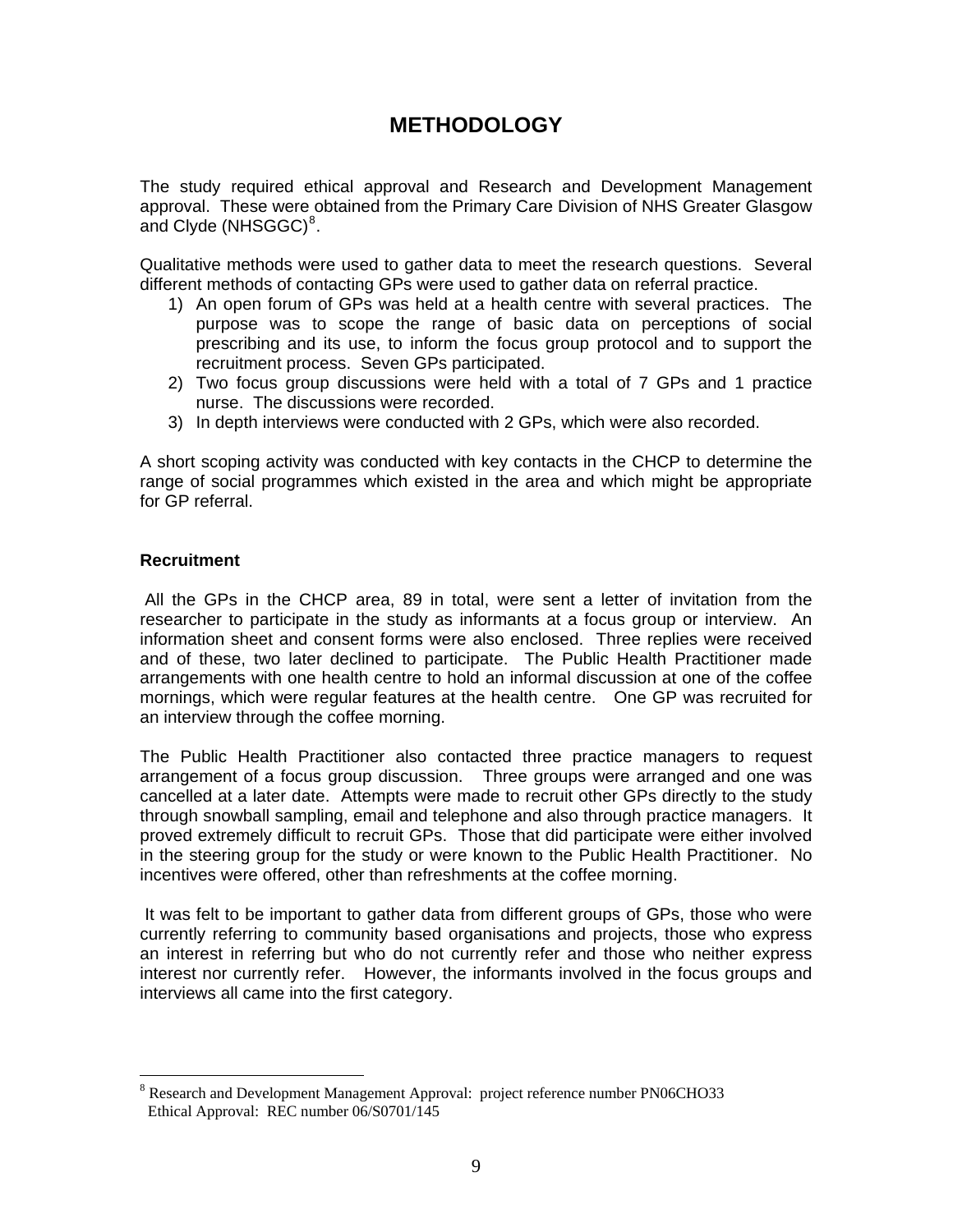# METHODOLOGY

The study required ethical approval and Research and Development Management approval. These were obtained from the Primary Care Division of NHS Greater Glasgow and Clyde (NHSGGC)[8].

Qualitative methods were used to gather data to meet the research questions. Several different methods of contacting GPs were used to gather data on referral practice.

1) An open forum of GPs was held at a health centre with several practices. The purpose was to scope the range of basic data on perceptions of social prescribing and its use, to inform the focus group protocol and to support the recruitment process. Seven GPs participated.
2) Two focus group discussions were held with a total of 7 GPs and 1 practice nurse. The discussions were recorded.
3) In depth interviews were conducted with 2 GPs, which were also recorded.

A short scoping activity was conducted with key contacts in the CHCP to determine the range of social programmes which existed in the area and which might be appropriate for GP referral.

### Recruitment

All the GPs in the CHCP area, 89 in total, were sent a letter of invitation from the researcher to participate in the study as informants at a focus group or interview. An information sheet and consent forms were also enclosed. Three replies were received and of these, two later declined to participate. The Public Health Practitioner made arrangements with one health centre to hold an informal discussion at one of the coffee mornings, which were regular features at the health centre. One GP was recruited for an interview through the coffee morning.

The Public Health Practitioner also contacted three practice managers to request arrangement of a focus group discussion. Three groups were arranged and one was cancelled at a later date. Attempts were made to recruit other GPs directly to the study through snowball sampling, email and telephone and also through practice managers. It proved extremely difficult to recruit GPs. Those that did participate were either involved in the steering group for the study or were known to the Public Health Practitioner. No incentives were offered, other than refreshments at the coffee morning.

It was felt to be important to gather data from different groups of GPs, those who were currently referring to community based organisations and projects, those who express an interest in referring but who do not currently refer and those who neither express interest nor currently refer. However, the informants involved in the focus groups and interviews all came into the first category.

---

[8] Research and Development Management Approval: project reference number PN06CHO33
Ethical Approval: REC number 06/S0701/145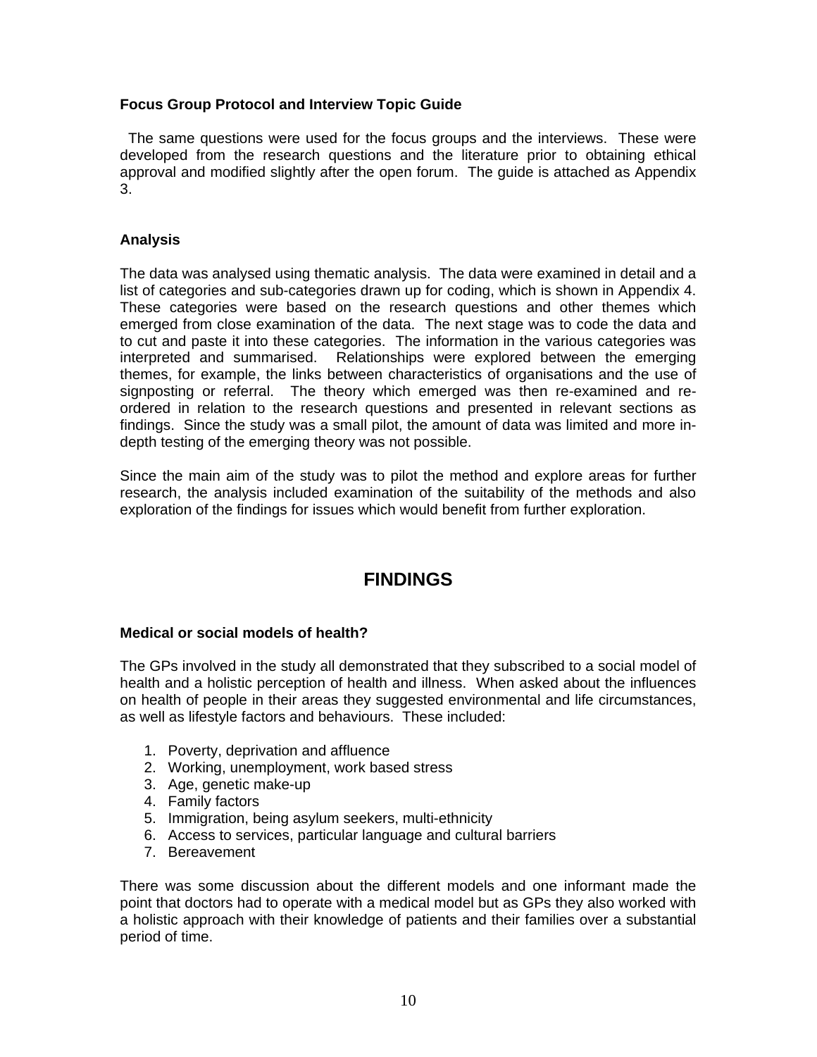### Focus Group Protocol and Interview Topic Guide

The same questions were used for the focus groups and the interviews. These were developed from the research questions and the literature prior to obtaining ethical approval and modified slightly after the open forum. The guide is attached as Appendix 3.

### Analysis

The data was analysed using thematic analysis. The data were examined in detail and a list of categories and sub-categories drawn up for coding, which is shown in Appendix 4. These categories were based on the research questions and other themes which emerged from close examination of the data. The next stage was to code the data and to cut and paste it into these categories. The information in the various categories was interpreted and summarised. Relationships were explored between the emerging themes, for example, the links between characteristics of organisations and the use of signposting or referral. The theory which emerged was then re-examined and re-ordered in relation to the research questions and presented in relevant sections as findings. Since the study was a small pilot, the amount of data was limited and more in-depth testing of the emerging theory was not possible.

Since the main aim of the study was to pilot the method and explore areas for further research, the analysis included examination of the suitability of the methods and also exploration of the findings for issues which would benefit from further exploration.

## FINDINGS

### Medical or social models of health?

The GPs involved in the study all demonstrated that they subscribed to a social model of health and a holistic perception of health and illness. When asked about the influences on health of people in their areas they suggested environmental and life circumstances, as well as lifestyle factors and behaviours. These included:

1. Poverty, deprivation and affluence
2. Working, unemployment, work based stress
3. Age, genetic make-up
4. Family factors
5. Immigration, being asylum seekers, multi-ethnicity
6. Access to services, particular language and cultural barriers
7. Bereavement

There was some discussion about the different models and one informant made the point that doctors had to operate with a medical model but as GPs they also worked with a holistic approach with their knowledge of patients and their families over a substantial period of time.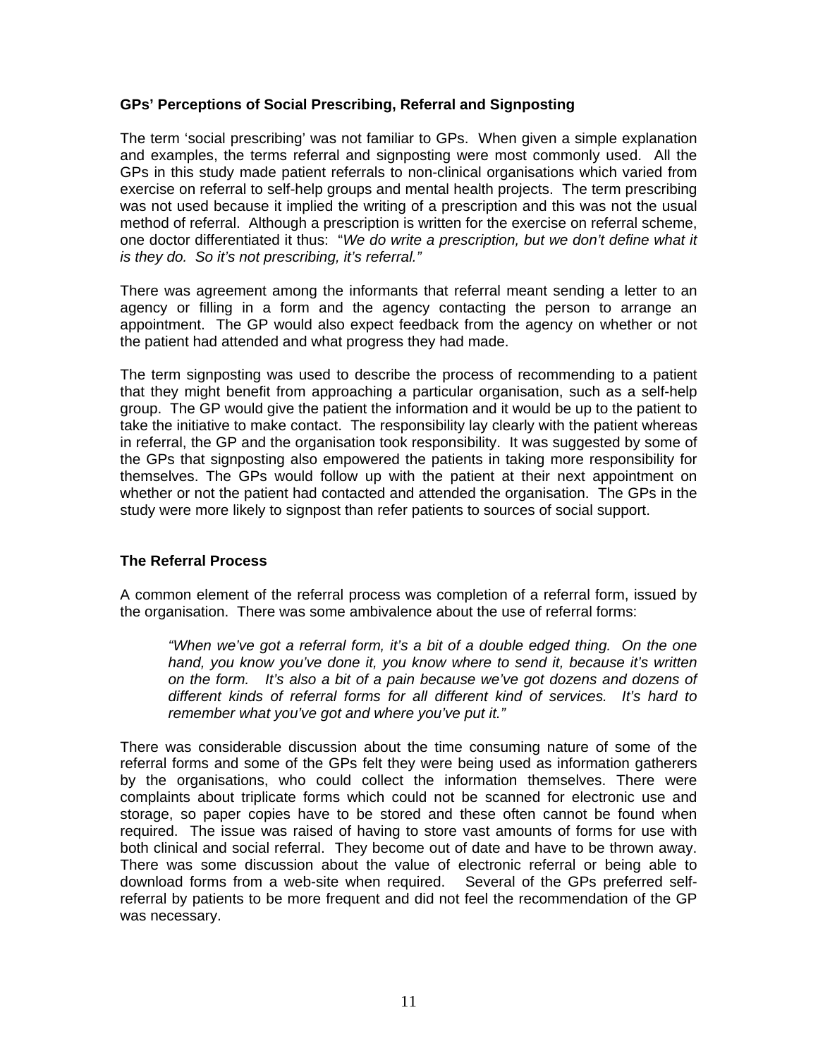### GPs' Perceptions of Social Prescribing, Referral and Signposting

The term 'social prescribing' was not familiar to GPs. When given a simple explanation and examples, the terms referral and signposting were most commonly used. All the GPs in this study made patient referrals to non-clinical organisations which varied from exercise on referral to self-help groups and mental health projects. The term prescribing was not used because it implied the writing of a prescription and this was not the usual method of referral. Although a prescription is written for the exercise on referral scheme, one doctor differentiated it thus: "*We do write a prescription, but we don't define what it is they do. So it's not prescribing, it's referral."*

There was agreement among the informants that referral meant sending a letter to an agency or filling in a form and the agency contacting the person to arrange an appointment. The GP would also expect feedback from the agency on whether or not the patient had attended and what progress they had made.

The term signposting was used to describe the process of recommending to a patient that they might benefit from approaching a particular organisation, such as a self-help group. The GP would give the patient the information and it would be up to the patient to take the initiative to make contact. The responsibility lay clearly with the patient whereas in referral, the GP and the organisation took responsibility. It was suggested by some of the GPs that signposting also empowered the patients in taking more responsibility for themselves. The GPs would follow up with the patient at their next appointment on whether or not the patient had contacted and attended the organisation. The GPs in the study were more likely to signpost than refer patients to sources of social support.

### The Referral Process

A common element of the referral process was completion of a referral form, issued by the organisation. There was some ambivalence about the use of referral forms:

> *"When we've got a referral form, it's a bit of a double edged thing. On the one hand, you know you've done it, you know where to send it, because it's written on the form. It's also a bit of a pain because we've got dozens and dozens of different kinds of referral forms for all different kind of services. It's hard to remember what you've got and where you've put it."*

There was considerable discussion about the time consuming nature of some of the referral forms and some of the GPs felt they were being used as information gatherers by the organisations, who could collect the information themselves. There were complaints about triplicate forms which could not be scanned for electronic use and storage, so paper copies have to be stored and these often cannot be found when required. The issue was raised of having to store vast amounts of forms for use with both clinical and social referral. They become out of date and have to be thrown away. There was some discussion about the value of electronic referral or being able to download forms from a web-site when required. Several of the GPs preferred self-referral by patients to be more frequent and did not feel the recommendation of the GP was necessary.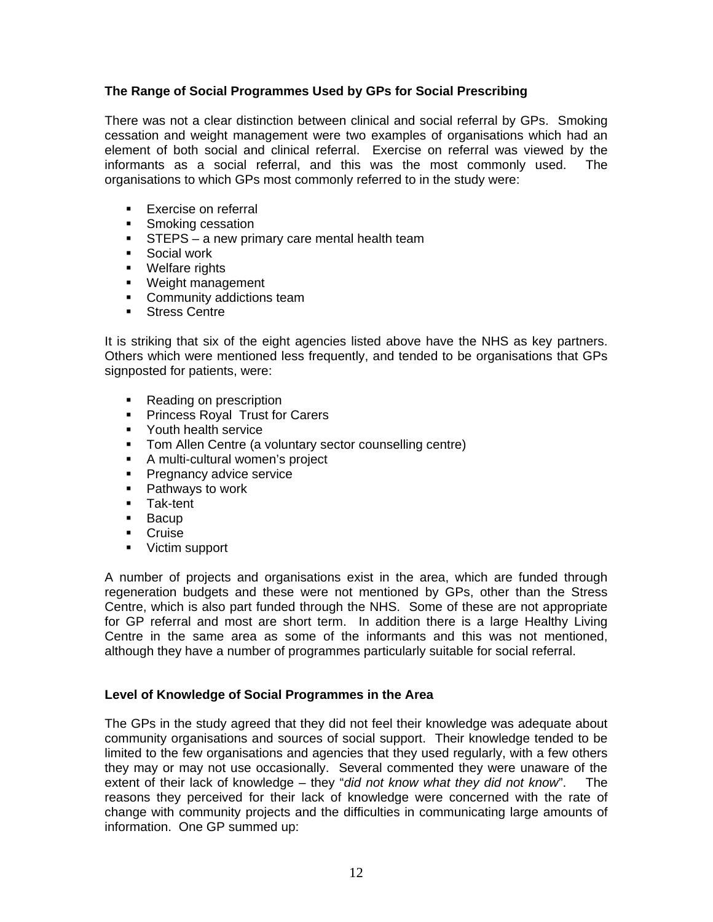### The Range of Social Programmes Used by GPs for Social Prescribing

There was not a clear distinction between clinical and social referral by GPs. Smoking cessation and weight management were two examples of organisations which had an element of both social and clinical referral. Exercise on referral was viewed by the informants as a social referral, and this was the most commonly used. The organisations to which GPs most commonly referred to in the study were:

- Exercise on referral
- Smoking cessation
- STEPS – a new primary care mental health team
- Social work
- Welfare rights
- Weight management
- Community addictions team
- Stress Centre

It is striking that six of the eight agencies listed above have the NHS as key partners. Others which were mentioned less frequently, and tended to be organisations that GPs signposted for patients, were:

- Reading on prescription
- Princess Royal Trust for Carers
- Youth health service
- Tom Allen Centre (a voluntary sector counselling centre)
- A multi-cultural women's project
- Pregnancy advice service
- Pathways to work
- Tak-tent
- Bacup
- Cruise
- Victim support

A number of projects and organisations exist in the area, which are funded through regeneration budgets and these were not mentioned by GPs, other than the Stress Centre, which is also part funded through the NHS. Some of these are not appropriate for GP referral and most are short term. In addition there is a large Healthy Living Centre in the same area as some of the informants and this was not mentioned, although they have a number of programmes particularly suitable for social referral.

### Level of Knowledge of Social Programmes in the Area

The GPs in the study agreed that they did not feel their knowledge was adequate about community organisations and sources of social support. Their knowledge tended to be limited to the few organisations and agencies that they used regularly, with a few others they may or may not use occasionally. Several commented they were unaware of the extent of their lack of knowledge – they "*did not know what they did not know*". The reasons they perceived for their lack of knowledge were concerned with the rate of change with community projects and the difficulties in communicating large amounts of information. One GP summed up: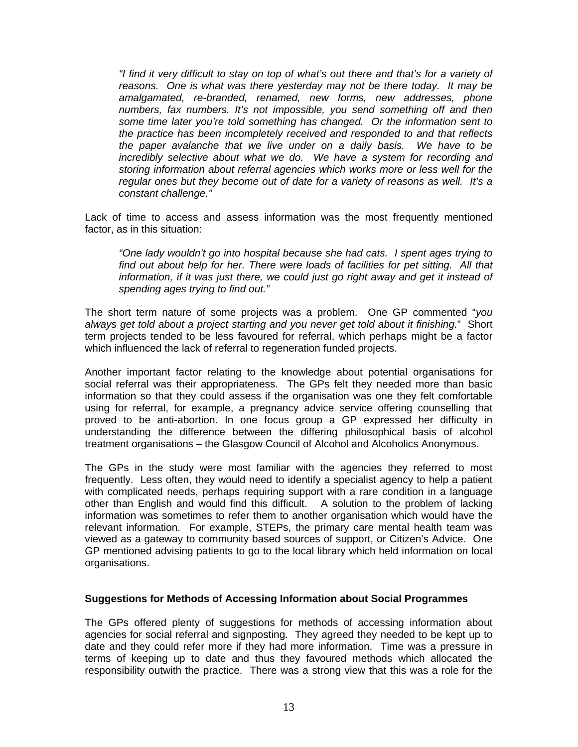> *"I find it very difficult to stay on top of what's out there and that's for a variety of reasons. One is what was there yesterday may not be there today. It may be amalgamated, re-branded, renamed, new forms, new addresses, phone numbers, fax numbers. It's not impossible, you send something off and then some time later you're told something has changed. Or the information sent to the practice has been incompletely received and responded to and that reflects the paper avalanche that we live under on a daily basis. We have to be incredibly selective about what we do. We have a system for recording and storing information about referral agencies which works more or less well for the regular ones but they become out of date for a variety of reasons as well. It's a constant challenge."*

Lack of time to access and assess information was the most frequently mentioned factor, as in this situation:

> *"One lady wouldn't go into hospital because she had cats. I spent ages trying to find out about help for her. There were loads of facilities for pet sitting. All that information, if it was just there, we could just go right away and get it instead of spending ages trying to find out."*

The short term nature of some projects was a problem. One GP commented "*you always get told about a project starting and you never get told about it finishing.*" Short term projects tended to be less favoured for referral, which perhaps might be a factor which influenced the lack of referral to regeneration funded projects.

Another important factor relating to the knowledge about potential organisations for social referral was their appropriateness. The GPs felt they needed more than basic information so that they could assess if the organisation was one they felt comfortable using for referral, for example, a pregnancy advice service offering counselling that proved to be anti-abortion. In one focus group a GP expressed her difficulty in understanding the difference between the differing philosophical basis of alcohol treatment organisations – the Glasgow Council of Alcohol and Alcoholics Anonymous.

The GPs in the study were most familiar with the agencies they referred to most frequently. Less often, they would need to identify a specialist agency to help a patient with complicated needs, perhaps requiring support with a rare condition in a language other than English and would find this difficult. A solution to the problem of lacking information was sometimes to refer them to another organisation which would have the relevant information. For example, STEPs, the primary care mental health team was viewed as a gateway to community based sources of support, or Citizen's Advice. One GP mentioned advising patients to go to the local library which held information on local organisations.

**Suggestions for Methods of Accessing Information about Social Programmes**

The GPs offered plenty of suggestions for methods of accessing information about agencies for social referral and signposting. They agreed they needed to be kept up to date and they could refer more if they had more information. Time was a pressure in terms of keeping up to date and thus they favoured methods which allocated the responsibility outwith the practice. There was a strong view that this was a role for the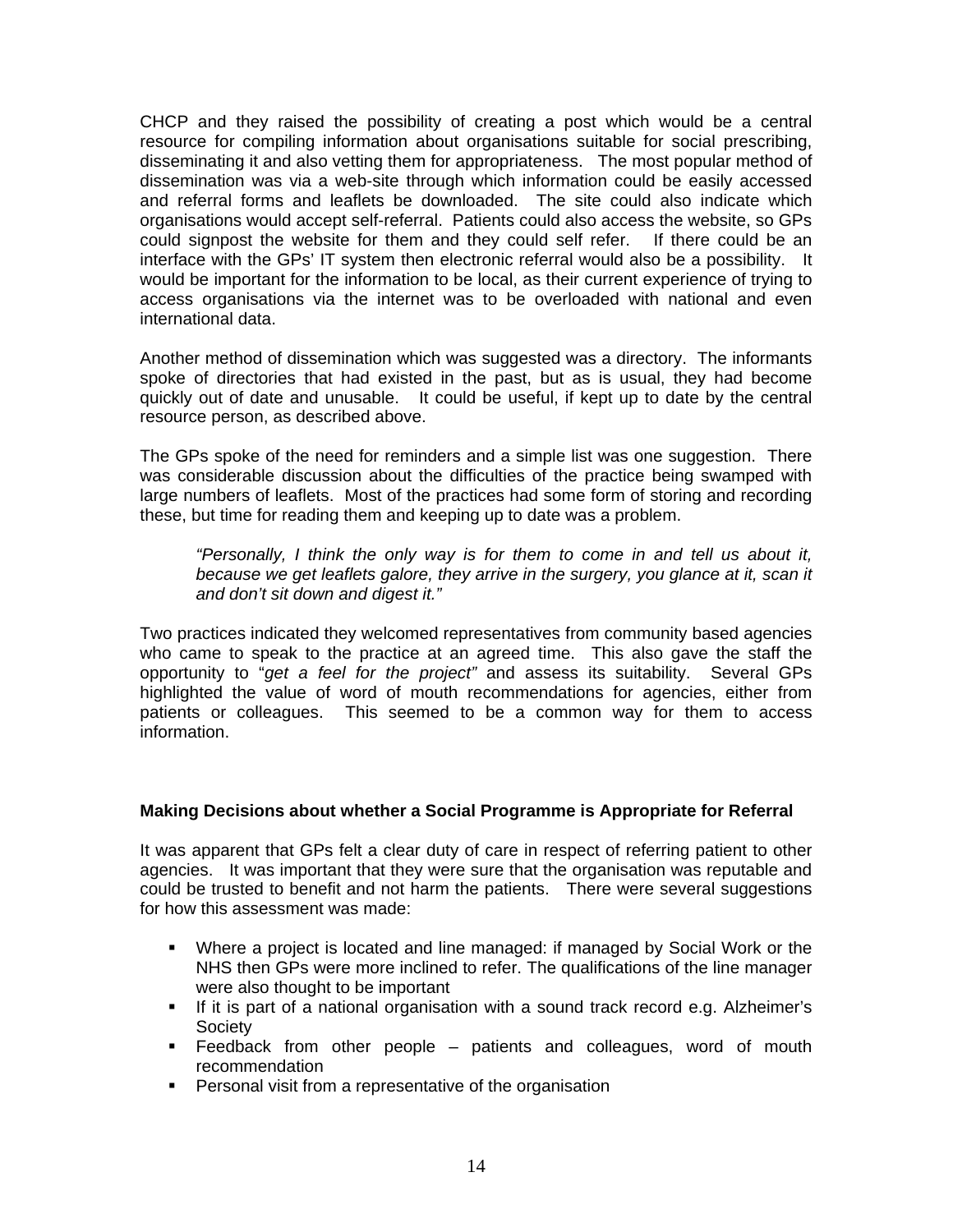CHCP and they raised the possibility of creating a post which would be a central resource for compiling information about organisations suitable for social prescribing, disseminating it and also vetting them for appropriateness. The most popular method of dissemination was via a web-site through which information could be easily accessed and referral forms and leaflets be downloaded. The site could also indicate which organisations would accept self-referral. Patients could also access the website, so GPs could signpost the website for them and they could self refer. If there could be an interface with the GPs' IT system then electronic referral would also be a possibility. It would be important for the information to be local, as their current experience of trying to access organisations via the internet was to be overloaded with national and even international data.

Another method of dissemination which was suggested was a directory. The informants spoke of directories that had existed in the past, but as is usual, they had become quickly out of date and unusable. It could be useful, if kept up to date by the central resource person, as described above.

The GPs spoke of the need for reminders and a simple list was one suggestion. There was considerable discussion about the difficulties of the practice being swamped with large numbers of leaflets. Most of the practices had some form of storing and recording these, but time for reading them and keeping up to date was a problem.

> *"Personally, I think the only way is for them to come in and tell us about it, because we get leaflets galore, they arrive in the surgery, you glance at it, scan it and don't sit down and digest it."*

Two practices indicated they welcomed representatives from community based agencies who came to speak to the practice at an agreed time. This also gave the staff the opportunity to "*get a feel for the project"* and assess its suitability. Several GPs highlighted the value of word of mouth recommendations for agencies, either from patients or colleagues. This seemed to be a common way for them to access information.

**Making Decisions about whether a Social Programme is Appropriate for Referral**

It was apparent that GPs felt a clear duty of care in respect of referring patient to other agencies. It was important that they were sure that the organisation was reputable and could be trusted to benefit and not harm the patients. There were several suggestions for how this assessment was made:

- Where a project is located and line managed: if managed by Social Work or the NHS then GPs were more inclined to refer. The qualifications of the line manager were also thought to be important
- If it is part of a national organisation with a sound track record e.g. Alzheimer's Society
- Feedback from other people – patients and colleagues, word of mouth recommendation
- Personal visit from a representative of the organisation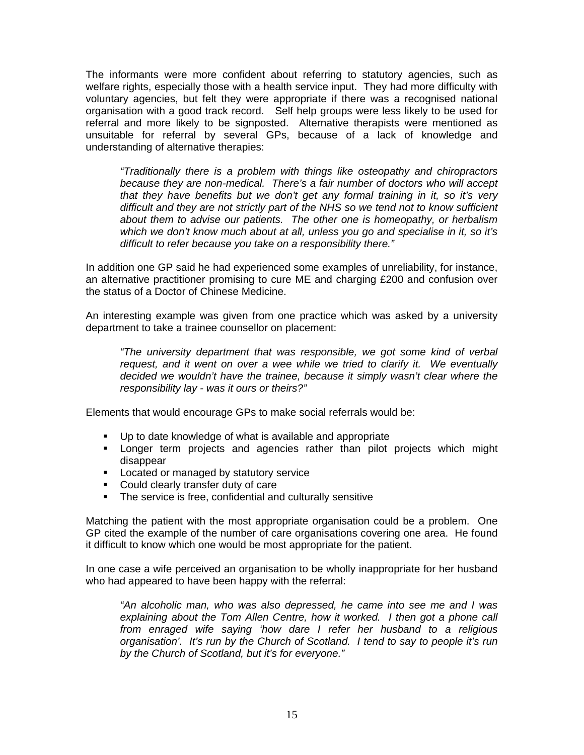The informants were more confident about referring to statutory agencies, such as welfare rights, especially those with a health service input. They had more difficulty with voluntary agencies, but felt they were appropriate if there was a recognised national organisation with a good track record. Self help groups were less likely to be used for referral and more likely to be signposted. Alternative therapists were mentioned as unsuitable for referral by several GPs, because of a lack of knowledge and understanding of alternative therapies:

> *"Traditionally there is a problem with things like osteopathy and chiropractors because they are non-medical. There's a fair number of doctors who will accept that they have benefits but we don't get any formal training in it, so it's very difficult and they are not strictly part of the NHS so we tend not to know sufficient about them to advise our patients. The other one is homeopathy, or herbalism which we don't know much about at all, unless you go and specialise in it, so it's difficult to refer because you take on a responsibility there."*

In addition one GP said he had experienced some examples of unreliability, for instance, an alternative practitioner promising to cure ME and charging £200 and confusion over the status of a Doctor of Chinese Medicine.

An interesting example was given from one practice which was asked by a university department to take a trainee counsellor on placement:

> *"The university department that was responsible, we got some kind of verbal request, and it went on over a wee while we tried to clarify it. We eventually decided we wouldn't have the trainee, because it simply wasn't clear where the responsibility lay - was it ours or theirs?"*

Elements that would encourage GPs to make social referrals would be:

- Up to date knowledge of what is available and appropriate
- Longer term projects and agencies rather than pilot projects which might disappear
- Located or managed by statutory service
- Could clearly transfer duty of care
- The service is free, confidential and culturally sensitive

Matching the patient with the most appropriate organisation could be a problem. One GP cited the example of the number of care organisations covering one area. He found it difficult to know which one would be most appropriate for the patient.

In one case a wife perceived an organisation to be wholly inappropriate for her husband who had appeared to have been happy with the referral:

> *"An alcoholic man, who was also depressed, he came into see me and I was explaining about the Tom Allen Centre, how it worked. I then got a phone call from enraged wife saying 'how dare I refer her husband to a religious organisation'. It's run by the Church of Scotland. I tend to say to people it's run by the Church of Scotland, but it's for everyone."*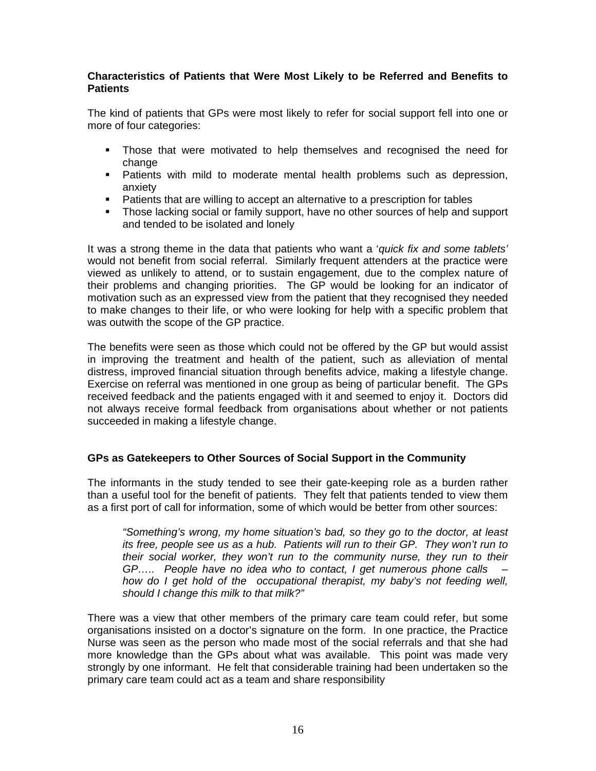**Characteristics of Patients that Were Most Likely to be Referred and Benefits to Patients**

The kind of patients that GPs were most likely to refer for social support fell into one or more of four categories:

- Those that were motivated to help themselves and recognised the need for change
- Patients with mild to moderate mental health problems such as depression, anxiety
- Patients that are willing to accept an alternative to a prescription for tables
- Those lacking social or family support, have no other sources of help and support and tended to be isolated and lonely

It was a strong theme in the data that patients who want a '*quick fix and some tablets'* would not benefit from social referral. Similarly frequent attenders at the practice were viewed as unlikely to attend, or to sustain engagement, due to the complex nature of their problems and changing priorities. The GP would be looking for an indicator of motivation such as an expressed view from the patient that they recognised they needed to make changes to their life, or who were looking for help with a specific problem that was outwith the scope of the GP practice.

The benefits were seen as those which could not be offered by the GP but would assist in improving the treatment and health of the patient, such as alleviation of mental distress, improved financial situation through benefits advice, making a lifestyle change. Exercise on referral was mentioned in one group as being of particular benefit. The GPs received feedback and the patients engaged with it and seemed to enjoy it. Doctors did not always receive formal feedback from organisations about whether or not patients succeeded in making a lifestyle change.

**GPs as Gatekeepers to Other Sources of Social Support in the Community**

The informants in the study tended to see their gate-keeping role as a burden rather than a useful tool for the benefit of patients. They felt that patients tended to view them as a first port of call for information, some of which would be better from other sources:

> *"Something's wrong, my home situation's bad, so they go to the doctor, at least its free, people see us as a hub. Patients will run to their GP. They won't run to their social worker, they won't run to the community nurse, they run to their GP….. People have no idea who to contact, I get numerous phone calls – how do I get hold of the occupational therapist, my baby's not feeding well, should I change this milk to that milk?"*

There was a view that other members of the primary care team could refer, but some organisations insisted on a doctor's signature on the form. In one practice, the Practice Nurse was seen as the person who made most of the social referrals and that she had more knowledge than the GPs about what was available. This point was made very strongly by one informant. He felt that considerable training had been undertaken so the primary care team could act as a team and share responsibility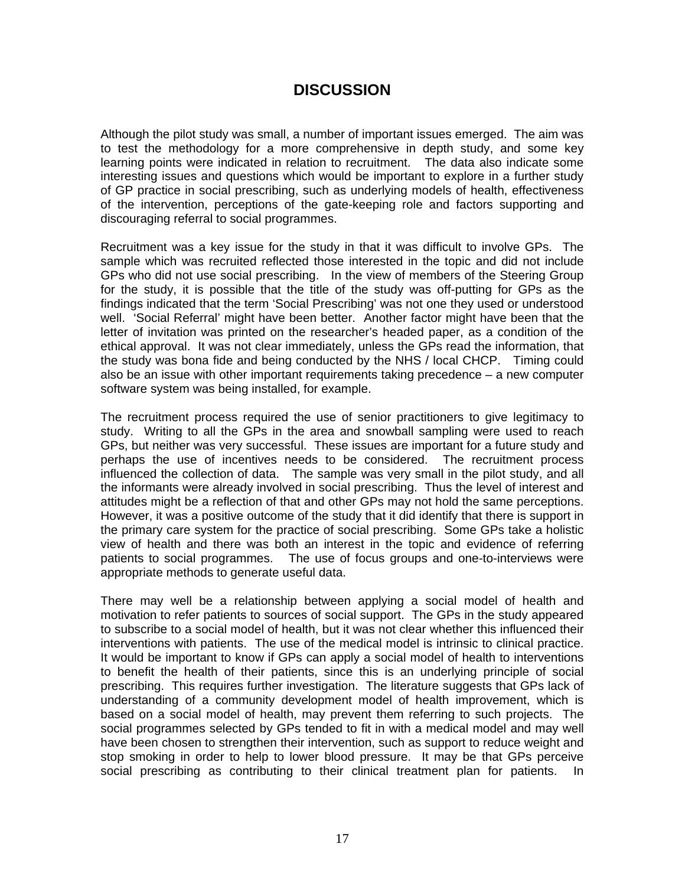# DISCUSSION

Although the pilot study was small, a number of important issues emerged. The aim was to test the methodology for a more comprehensive in depth study, and some key learning points were indicated in relation to recruitment. The data also indicate some interesting issues and questions which would be important to explore in a further study of GP practice in social prescribing, such as underlying models of health, effectiveness of the intervention, perceptions of the gate-keeping role and factors supporting and discouraging referral to social programmes.

Recruitment was a key issue for the study in that it was difficult to involve GPs. The sample which was recruited reflected those interested in the topic and did not include GPs who did not use social prescribing. In the view of members of the Steering Group for the study, it is possible that the title of the study was off-putting for GPs as the findings indicated that the term 'Social Prescribing' was not one they used or understood well. 'Social Referral' might have been better. Another factor might have been that the letter of invitation was printed on the researcher's headed paper, as a condition of the ethical approval. It was not clear immediately, unless the GPs read the information, that the study was bona fide and being conducted by the NHS / local CHCP. Timing could also be an issue with other important requirements taking precedence – a new computer software system was being installed, for example.

The recruitment process required the use of senior practitioners to give legitimacy to study. Writing to all the GPs in the area and snowball sampling were used to reach GPs, but neither was very successful. These issues are important for a future study and perhaps the use of incentives needs to be considered. The recruitment process influenced the collection of data. The sample was very small in the pilot study, and all the informants were already involved in social prescribing. Thus the level of interest and attitudes might be a reflection of that and other GPs may not hold the same perceptions. However, it was a positive outcome of the study that it did identify that there is support in the primary care system for the practice of social prescribing. Some GPs take a holistic view of health and there was both an interest in the topic and evidence of referring patients to social programmes. The use of focus groups and one-to-interviews were appropriate methods to generate useful data.

There may well be a relationship between applying a social model of health and motivation to refer patients to sources of social support. The GPs in the study appeared to subscribe to a social model of health, but it was not clear whether this influenced their interventions with patients. The use of the medical model is intrinsic to clinical practice. It would be important to know if GPs can apply a social model of health to interventions to benefit the health of their patients, since this is an underlying principle of social prescribing. This requires further investigation. The literature suggests that GPs lack of understanding of a community development model of health improvement, which is based on a social model of health, may prevent them referring to such projects. The social programmes selected by GPs tended to fit in with a medical model and may well have been chosen to strengthen their intervention, such as support to reduce weight and stop smoking in order to help to lower blood pressure. It may be that GPs perceive social prescribing as contributing to their clinical treatment plan for patients. In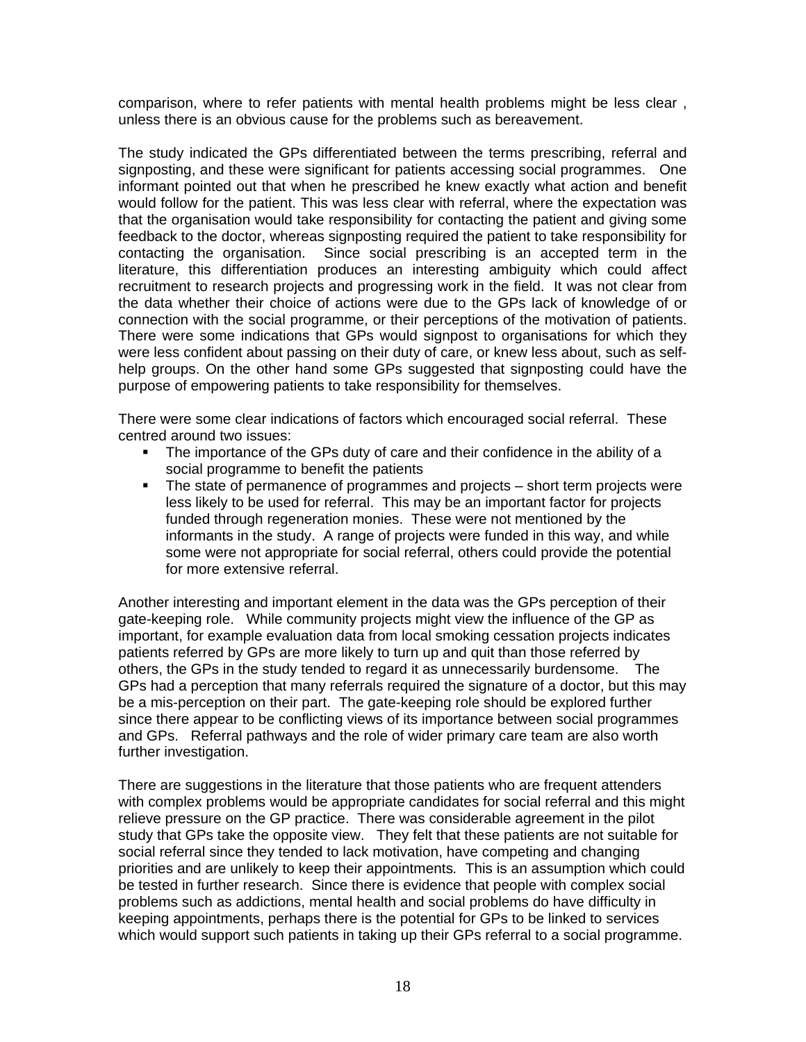comparison, where to refer patients with mental health problems might be less clear , unless there is an obvious cause for the problems such as bereavement.

The study indicated the GPs differentiated between the terms prescribing, referral and signposting, and these were significant for patients accessing social programmes. One informant pointed out that when he prescribed he knew exactly what action and benefit would follow for the patient. This was less clear with referral, where the expectation was that the organisation would take responsibility for contacting the patient and giving some feedback to the doctor, whereas signposting required the patient to take responsibility for contacting the organisation. Since social prescribing is an accepted term in the literature, this differentiation produces an interesting ambiguity which could affect recruitment to research projects and progressing work in the field. It was not clear from the data whether their choice of actions were due to the GPs lack of knowledge of or connection with the social programme, or their perceptions of the motivation of patients. There were some indications that GPs would signpost to organisations for which they were less confident about passing on their duty of care, or knew less about, such as self-help groups. On the other hand some GPs suggested that signposting could have the purpose of empowering patients to take responsibility for themselves.

There were some clear indications of factors which encouraged social referral. These centred around two issues:

- The importance of the GPs duty of care and their confidence in the ability of a social programme to benefit the patients
- The state of permanence of programmes and projects – short term projects were less likely to be used for referral. This may be an important factor for projects funded through regeneration monies. These were not mentioned by the informants in the study. A range of projects were funded in this way, and while some were not appropriate for social referral, others could provide the potential for more extensive referral.

Another interesting and important element in the data was the GPs perception of their gate-keeping role. While community projects might view the influence of the GP as important, for example evaluation data from local smoking cessation projects indicates patients referred by GPs are more likely to turn up and quit than those referred by others, the GPs in the study tended to regard it as unnecessarily burdensome. The GPs had a perception that many referrals required the signature of a doctor, but this may be a mis-perception on their part. The gate-keeping role should be explored further since there appear to be conflicting views of its importance between social programmes and GPs. Referral pathways and the role of wider primary care team are also worth further investigation.

There are suggestions in the literature that those patients who are frequent attenders with complex problems would be appropriate candidates for social referral and this might relieve pressure on the GP practice. There was considerable agreement in the pilot study that GPs take the opposite view. They felt that these patients are not suitable for social referral since they tended to lack motivation, have competing and changing priorities and are unlikely to keep their appointments. This is an assumption which could be tested in further research. Since there is evidence that people with complex social problems such as addictions, mental health and social problems do have difficulty in keeping appointments, perhaps there is the potential for GPs to be linked to services which would support such patients in taking up their GPs referral to a social programme.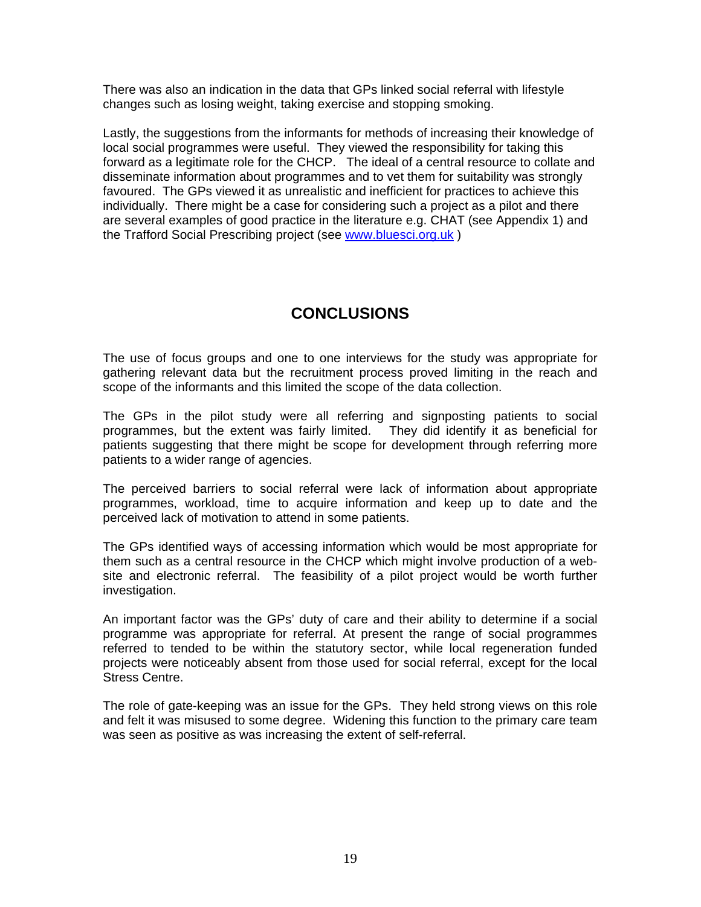There was also an indication in the data that GPs linked social referral with lifestyle changes such as losing weight, taking exercise and stopping smoking.

Lastly, the suggestions from the informants for methods of increasing their knowledge of local social programmes were useful. They viewed the responsibility for taking this forward as a legitimate role for the CHCP. The ideal of a central resource to collate and disseminate information about programmes and to vet them for suitability was strongly favoured. The GPs viewed it as unrealistic and inefficient for practices to achieve this individually. There might be a case for considering such a project as a pilot and there are several examples of good practice in the literature e.g. CHAT (see Appendix 1) and the Trafford Social Prescribing project (see [www.bluesci.org.uk](http://www.bluesci.org.uk) )

## CONCLUSIONS

The use of focus groups and one to one interviews for the study was appropriate for gathering relevant data but the recruitment process proved limiting in the reach and scope of the informants and this limited the scope of the data collection.

The GPs in the pilot study were all referring and signposting patients to social programmes, but the extent was fairly limited. They did identify it as beneficial for patients suggesting that there might be scope for development through referring more patients to a wider range of agencies.

The perceived barriers to social referral were lack of information about appropriate programmes, workload, time to acquire information and keep up to date and the perceived lack of motivation to attend in some patients.

The GPs identified ways of accessing information which would be most appropriate for them such as a central resource in the CHCP which might involve production of a web-site and electronic referral. The feasibility of a pilot project would be worth further investigation.

An important factor was the GPs' duty of care and their ability to determine if a social programme was appropriate for referral. At present the range of social programmes referred to tended to be within the statutory sector, while local regeneration funded projects were noticeably absent from those used for social referral, except for the local Stress Centre.

The role of gate-keeping was an issue for the GPs. They held strong views on this role and felt it was misused to some degree. Widening this function to the primary care team was seen as positive as was increasing the extent of self-referral.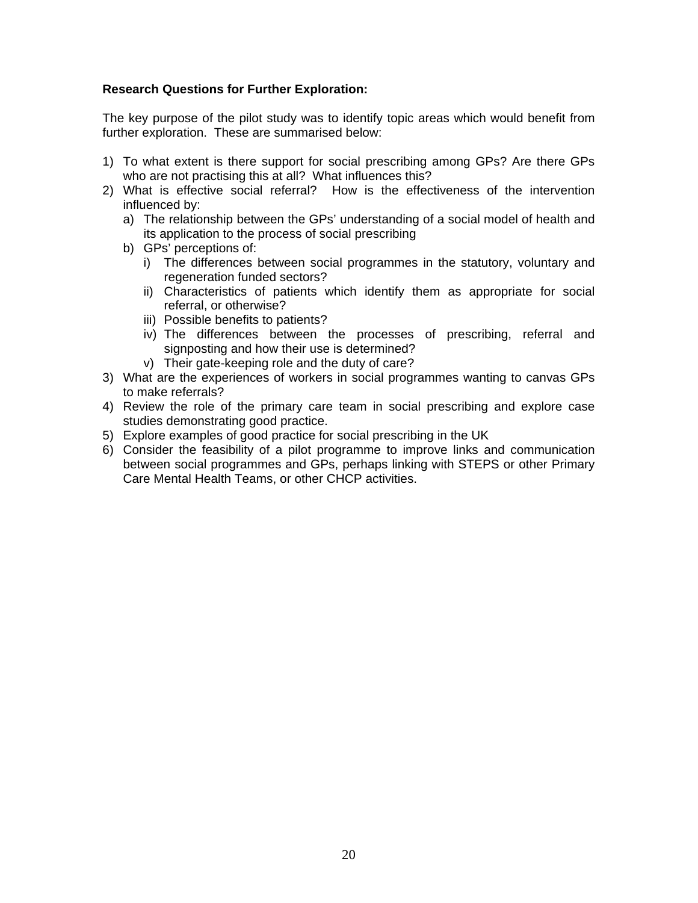**Research Questions for Further Exploration:**

The key purpose of the pilot study was to identify topic areas which would benefit from further exploration. These are summarised below:

1) To what extent is there support for social prescribing among GPs? Are there GPs who are not practising this at all? What influences this?
2) What is effective social referral? How is the effectiveness of the intervention influenced by:
   a) The relationship between the GPs' understanding of a social model of health and its application to the process of social prescribing
   b) GPs' perceptions of:
      i) The differences between social programmes in the statutory, voluntary and regeneration funded sectors?
      ii) Characteristics of patients which identify them as appropriate for social referral, or otherwise?
      iii) Possible benefits to patients?
      iv) The differences between the processes of prescribing, referral and signposting and how their use is determined?
      v) Their gate-keeping role and the duty of care?
3) What are the experiences of workers in social programmes wanting to canvas GPs to make referrals?
4) Review the role of the primary care team in social prescribing and explore case studies demonstrating good practice.
5) Explore examples of good practice for social prescribing in the UK
6) Consider the feasibility of a pilot programme to improve links and communication between social programmes and GPs, perhaps linking with STEPS or other Primary Care Mental Health Teams, or other CHCP activities.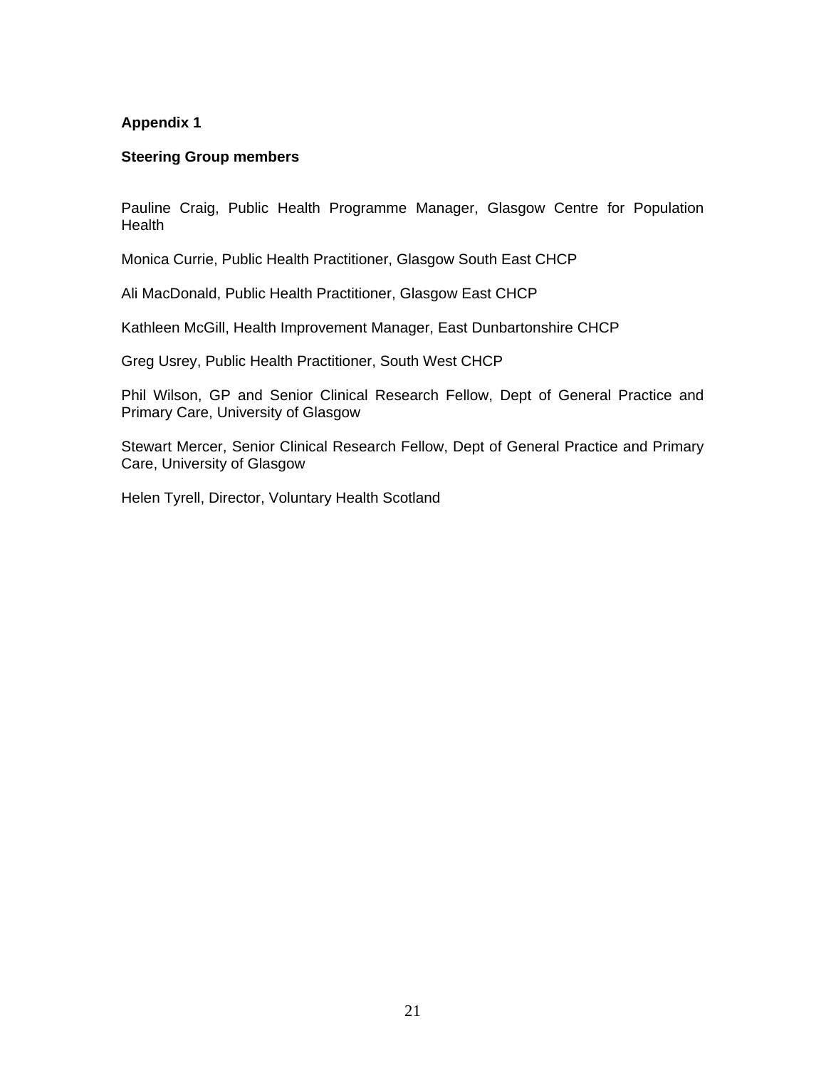## Appendix 1

### Steering Group members

Pauline Craig, Public Health Programme Manager, Glasgow Centre for Population Health

Monica Currie, Public Health Practitioner, Glasgow South East CHCP

Ali MacDonald, Public Health Practitioner, Glasgow East CHCP

Kathleen McGill, Health Improvement Manager, East Dunbartonshire CHCP

Greg Usrey, Public Health Practitioner, South West CHCP

Phil Wilson, GP and Senior Clinical Research Fellow, Dept of General Practice and Primary Care, University of Glasgow

Stewart Mercer, Senior Clinical Research Fellow, Dept of General Practice and Primary Care, University of Glasgow

Helen Tyrell, Director, Voluntary Health Scotland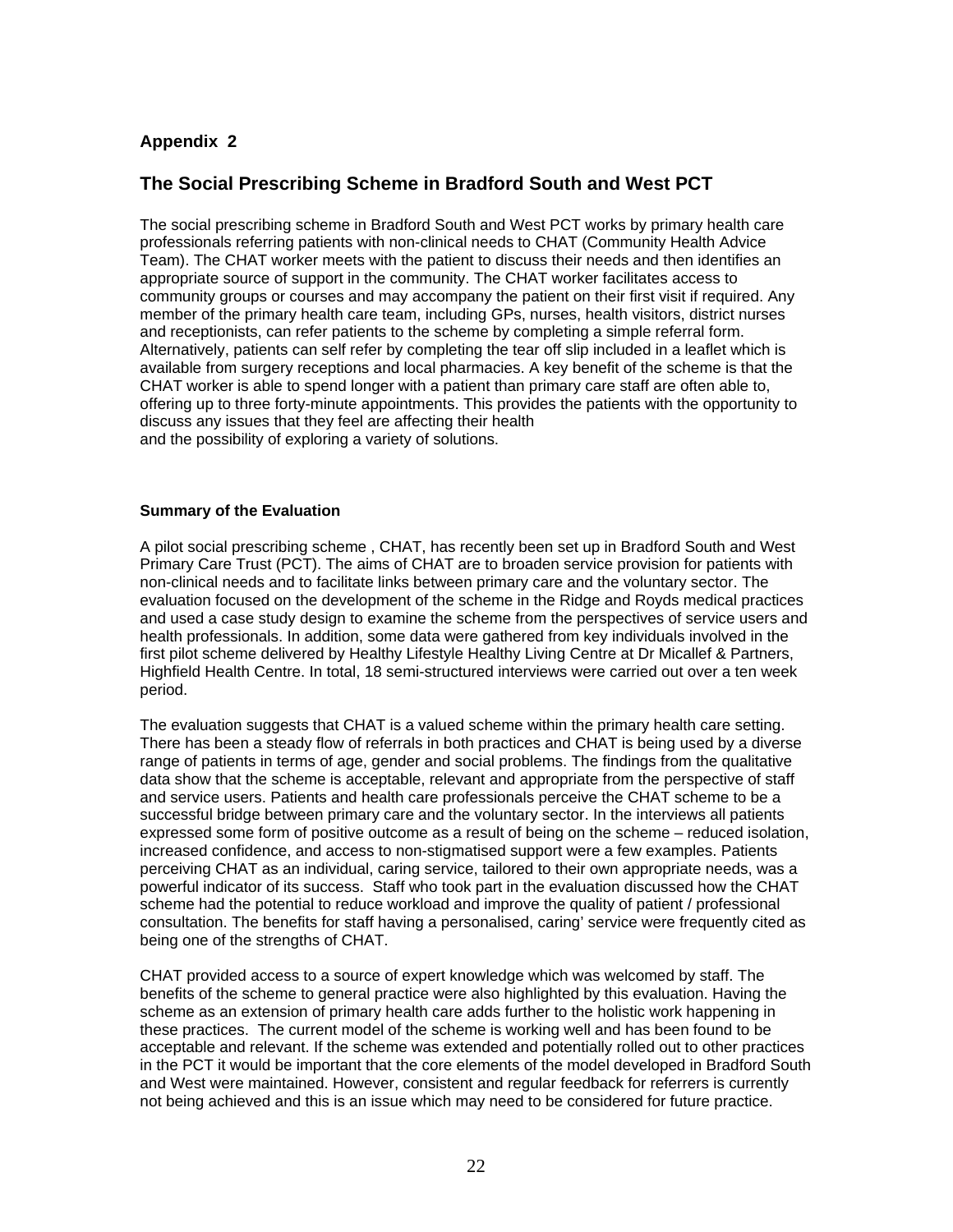## Appendix 2

## The Social Prescribing Scheme in Bradford South and West PCT

The social prescribing scheme in Bradford South and West PCT works by primary health care professionals referring patients with non-clinical needs to CHAT (Community Health Advice Team). The CHAT worker meets with the patient to discuss their needs and then identifies an appropriate source of support in the community. The CHAT worker facilitates access to community groups or courses and may accompany the patient on their first visit if required. Any member of the primary health care team, including GPs, nurses, health visitors, district nurses and receptionists, can refer patients to the scheme by completing a simple referral form. Alternatively, patients can self refer by completing the tear off slip included in a leaflet which is available from surgery receptions and local pharmacies. A key benefit of the scheme is that the CHAT worker is able to spend longer with a patient than primary care staff are often able to, offering up to three forty-minute appointments. This provides the patients with the opportunity to discuss any issues that they feel are affecting their health and the possibility of exploring a variety of solutions.

### Summary of the Evaluation

A pilot social prescribing scheme , CHAT, has recently been set up in Bradford South and West Primary Care Trust (PCT). The aims of CHAT are to broaden service provision for patients with non-clinical needs and to facilitate links between primary care and the voluntary sector. The evaluation focused on the development of the scheme in the Ridge and Royds medical practices and used a case study design to examine the scheme from the perspectives of service users and health professionals. In addition, some data were gathered from key individuals involved in the first pilot scheme delivered by Healthy Lifestyle Healthy Living Centre at Dr Micallef & Partners, Highfield Health Centre. In total, 18 semi-structured interviews were carried out over a ten week period.

The evaluation suggests that CHAT is a valued scheme within the primary health care setting. There has been a steady flow of referrals in both practices and CHAT is being used by a diverse range of patients in terms of age, gender and social problems. The findings from the qualitative data show that the scheme is acceptable, relevant and appropriate from the perspective of staff and service users. Patients and health care professionals perceive the CHAT scheme to be a successful bridge between primary care and the voluntary sector. In the interviews all patients expressed some form of positive outcome as a result of being on the scheme – reduced isolation, increased confidence, and access to non-stigmatised support were a few examples. Patients perceiving CHAT as an individual, caring service, tailored to their own appropriate needs, was a powerful indicator of its success. Staff who took part in the evaluation discussed how the CHAT scheme had the potential to reduce workload and improve the quality of patient / professional consultation. The benefits for staff having a personalised, caring' service were frequently cited as being one of the strengths of CHAT.

CHAT provided access to a source of expert knowledge which was welcomed by staff. The benefits of the scheme to general practice were also highlighted by this evaluation. Having the scheme as an extension of primary health care adds further to the holistic work happening in these practices. The current model of the scheme is working well and has been found to be acceptable and relevant. If the scheme was extended and potentially rolled out to other practices in the PCT it would be important that the core elements of the model developed in Bradford South and West were maintained. However, consistent and regular feedback for referrers is currently not being achieved and this is an issue which may need to be considered for future practice.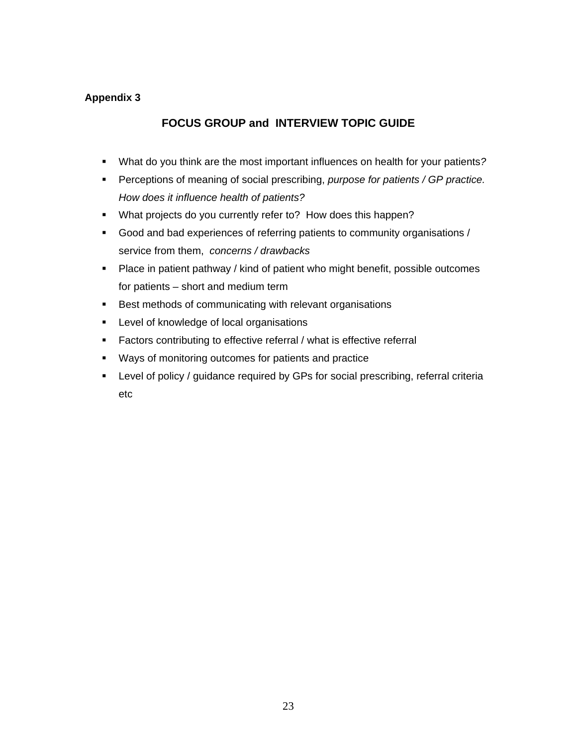**Appendix 3**

## FOCUS GROUP and INTERVIEW TOPIC GUIDE

- What do you think are the most important influences on health for your patients*?*
- Perceptions of meaning of social prescribing, *purpose for patients / GP practice. How does it influence health of patients?*
- What projects do you currently refer to? How does this happen?
- Good and bad experiences of referring patients to community organisations / service from them, *concerns / drawbacks*
- Place in patient pathway / kind of patient who might benefit, possible outcomes for patients – short and medium term
- Best methods of communicating with relevant organisations
- Level of knowledge of local organisations
- Factors contributing to effective referral / what is effective referral
- Ways of monitoring outcomes for patients and practice
- Level of policy / guidance required by GPs for social prescribing, referral criteria etc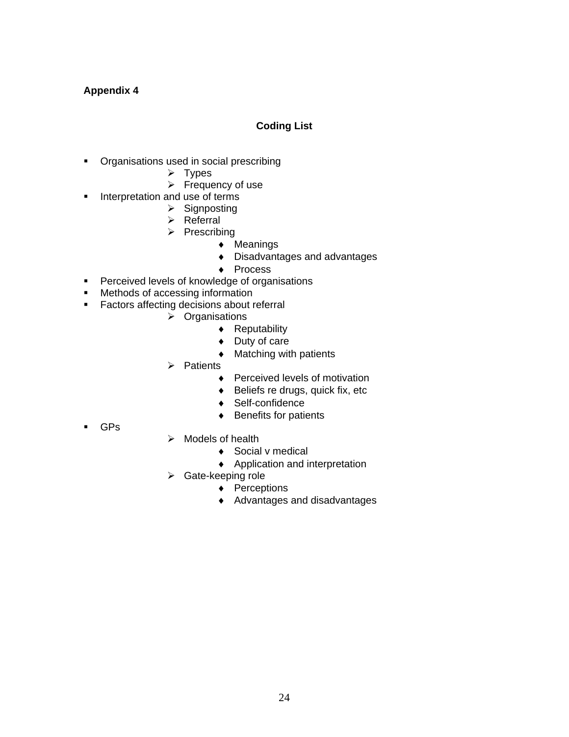**Appendix 4**

## Coding List

- Organisations used in social prescribing
    - Types
    - Frequency of use
- Interpretation and use of terms
    - Signposting
    - Referral
    - Prescribing
        - Meanings
        - Disadvantages and advantages
        - Process
- Perceived levels of knowledge of organisations
- Methods of accessing information
- Factors affecting decisions about referral
    - Organisations
        - Reputability
        - Duty of care
        - Matching with patients
    - Patients
        - Perceived levels of motivation
        - Beliefs re drugs, quick fix, etc
        - Self-confidence
        - Benefits for patients
- GPs
    - Models of health
        - Social v medical
        - Application and interpretation
    - Gate-keeping role
        - Perceptions
        - Advantages and disadvantages